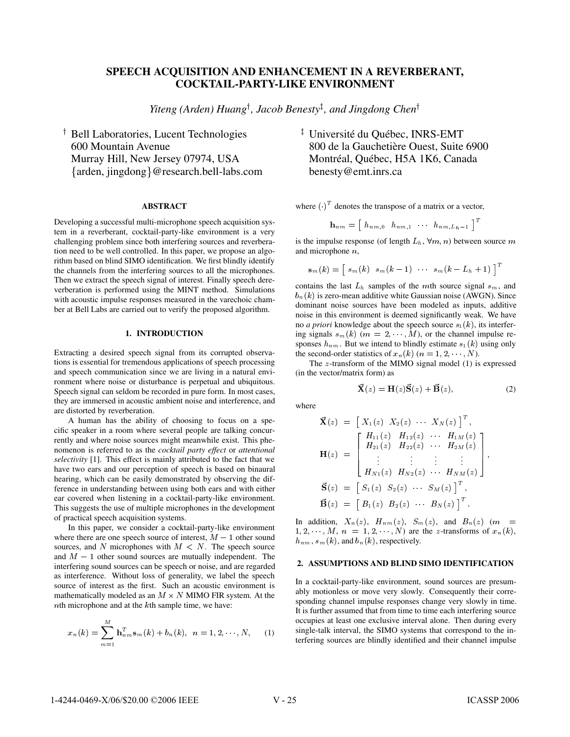# SPEECH ACQUISITION AND ENHANCEMENT IN A REVERBERANT, COCKTAIL-PARTY-LIKE ENVIRONMENT

*Yiteng (Arden) Huang*[†], *Jacob Benesty*[‡], *and Jingdong Chen*[†]

[†] Bell Laboratories, Lucent Technologies
600 Mountain Avenue
Murray Hill, New Jersey 07974, USA
{arden, jingdong}@research.bell-labs.com

[‡] Université du Québec, INRS-EMT
800 de la Gauchetière Ouest, Suite 6900
Montréal, Québec, H5A 1K6, Canada
benesty@emt.inrs.ca

## ABSTRACT

Developing a successful multi-microphone speech acquisition system in a reverberant, cocktail-party-like environment is a very challenging problem since both interfering sources and reverberation need to be well controlled. In this paper, we propose an algorithm based on blind SIMO identification. We first blindly identify the channels from the interfering sources to all the microphones. Then we extract the speech signal of interest. Finally speech dereverberation is performed using the MINT method. Simulations with acoustic impulse responses measured in the varechoic chamber at Bell Labs are carried out to verify the proposed algorithm.

## 1. INTRODUCTION

Extracting a desired speech signal from its corrupted observations is essential for tremendous applications of speech processing and speech communication since we are living in a natural environment where noise or disturbance is perpetual and ubiquitous. Speech signal can seldom be recorded in pure form. In most cases, they are immersed in acoustic ambient noise and interference, and are distorted by reverberation.

A human has the ability of choosing to focus on a specific speaker in a room where several people are talking concurrently and where noise sources might meanwhile exist. This phenomenon is referred to as the *cocktail party effect* or *attentional selectivity* [1]. This effect is mainly attributed to the fact that we have two ears and our perception of speech is based on binaural hearing, which can be easily demonstrated by observing the difference in understanding between using both ears and with either ear covered when listening in a cocktail-party-like environment. This suggests the use of multiple microphones in the development of practical speech acquisition systems.

In this paper, we consider a cocktail-party-like environment where there are one speech source of interest, $M-1$ other sound sources, and $N$ microphones with $M < N$. The speech source and $M-1$ other sound sources are mutually independent. The interfering sound sources can be speech or noise, and are regarded as interference. Without loss of generality, we label the speech source of interest as the first. Such an acoustic environment is mathematically modeled as an $M \times N$ MIMO FIR system. At the $n$th microphone and at the $k$th sample time, we have:

$$x_n(k) = \sum_{m=1}^{M} \mathbf{h}_{nm}^T \mathbf{s}_m(k) + b_n(k), \quad n = 1, 2, \cdots, N, \qquad (1)$$

where $(\cdot)^T$ denotes the transpose of a matrix or a vector,

$$\mathbf{h}_{nm} = \begin{bmatrix} h_{nm,0} & h_{nm,1} & \cdots & h_{nm,L_h-1} \end{bmatrix}^T$$

is the impulse response (of length $L_h$, $\forall m, n$) between source $m$ and microphone $n$,

$$\mathbf{s}_m(k) = \begin{bmatrix} s_m(k) & s_m(k-1) & \cdots & s_m(k-L_h+1) \end{bmatrix}^T$$

contains the last $L_h$ samples of the $m$th source signal $s_m$, and $b_n(k)$ is zero-mean additive white Gaussian noise (AWGN). Since dominant noise sources have been modeled as inputs, additive noise in this environment is deemed significantly weak. We have no *a priori* knowledge about the speech source $s_1(k)$, its interfering signals $s_m(k)$ ($m = 2, \cdots, M$), or the channel impulse responses $h_{nm}$. But we intend to blindly estimate $s_1(k)$ using only the second-order statistics of $x_n(k)$ ($n = 1, 2, \cdots, N$).

The $z$-transform of the MIMO signal model (1) is expressed (in the vector/matrix form) as

$$\vec{\mathbf{X}}(z) = \mathbf{H}(z)\vec{\mathbf{S}}(z) + \vec{\mathbf{B}}(z), \qquad (2)$$

where

$$\vec{\mathbf{X}}(z) = \begin{bmatrix} X_1(z) & X_2(z) & \cdots & X_N(z) \end{bmatrix}^T,$$

$$\mathbf{H}(z) = \begin{bmatrix} H_{11}(z) & H_{12}(z) & \cdots & H_{1M}(z) \\ H_{21}(z) & H_{22}(z) & \cdots & H_{2M}(z) \\ \vdots & \vdots & \vdots & \vdots \\ H_{N1}(z) & H_{N2}(z) & \cdots & H_{NM}(z) \end{bmatrix},$$

$$\vec{\mathbf{S}}(z) = \begin{bmatrix} S_1(z) & S_2(z) & \cdots & S_M(z) \end{bmatrix}^T,$$

$$\vec{\mathbf{B}}(z) = \begin{bmatrix} B_1(z) & B_2(z) & \cdots & B_N(z) \end{bmatrix}^T.$$

In addition, $X_n(z)$, $H_{nm}(z)$, $S_m(z)$, and $B_n(z)$ ($m = 1, 2, \cdots, M$, $n = 1, 2, \cdots, N$) are the $z$-transforms of $x_n(k)$, $h_{nm}$, $s_m(k)$, and $b_n(k)$, respectively.

## 2. ASSUMPTIONS AND BLIND SIMO IDENTIFICATION

In a cocktail-party-like environment, sound sources are presumably motionless or move very slowly. Consequently their corresponding channel impulse responses change very slowly in time. It is further assumed that from time to time each interfering source occupies at least one exclusive interval alone. Then during every single-talk interval, the SIMO systems that correspond to the interfering sources are blindly identified and their channel impulse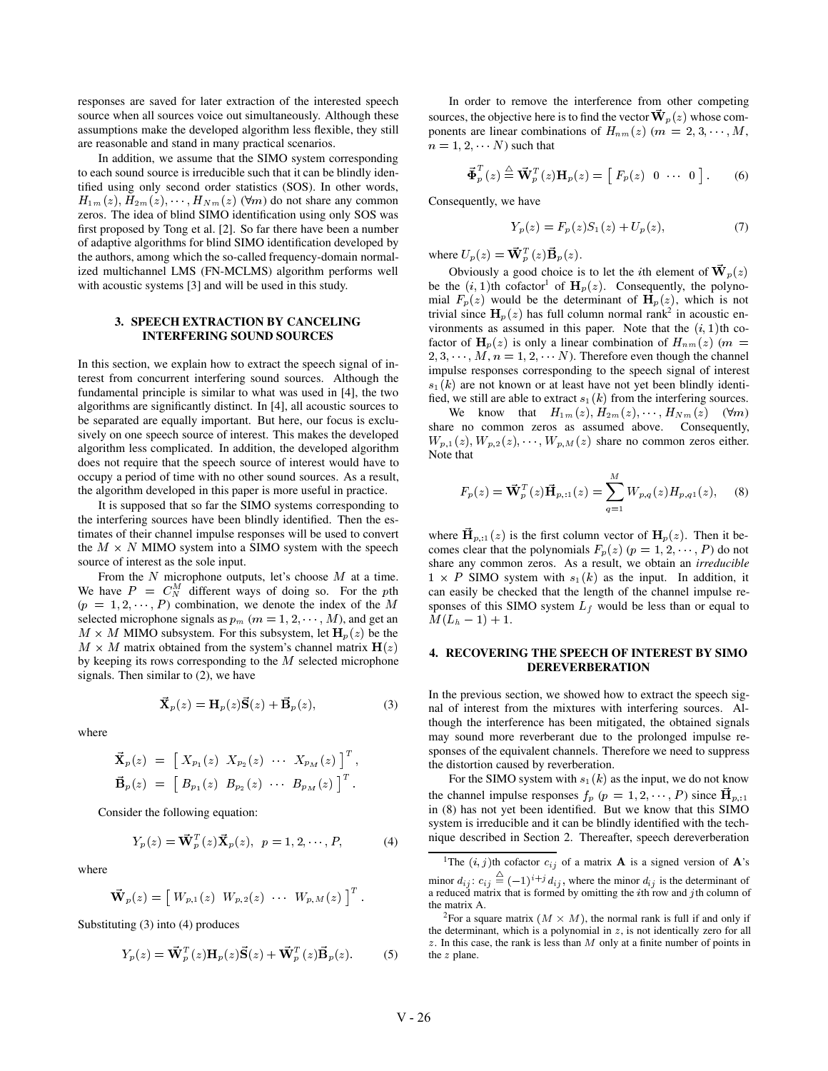responses are saved for later extraction of the interested speech source when all sources voice out simultaneously. Although these assumptions make the developed algorithm less flexible, they still are reasonable and stand in many practical scenarios.

In addition, we assume that the SIMO system corresponding to each sound source is irreducible such that it can be blindly identified using only second order statistics (SOS). In other words, $H_{1m}(z), H_{2m}(z), \cdots, H_{Nm}(z)$ $(\forall m)$ do not share any common zeros. The idea of blind SIMO identification using only SOS was first proposed by Tong et al. [2]. So far there have been a number of adaptive algorithms for blind SIMO identification developed by the authors, among which the so-called frequency-domain normalized multichannel LMS (FN-MCLMS) algorithm performs well with acoustic systems [3] and will be used in this study.

## 3. SPEECH EXTRACTION BY CANCELING INTERFERING SOUND SOURCES

In this section, we explain how to extract the speech signal of interest from concurrent interfering sound sources. Although the fundamental principle is similar to what was used in [4], the two algorithms are significantly distinct. In [4], all acoustic sources to be separated are equally important. But here, our focus is exclusively on one speech source of interest. This makes the developed algorithm less complicated. In addition, the developed algorithm does not require that the speech source of interest would have to occupy a period of time with no other sound sources. As a result, the algorithm developed in this paper is more useful in practice.

It is supposed that so far the SIMO systems corresponding to the interfering sources have been blindly identified. Then the estimates of their channel impulse responses will be used to convert the $M \times N$ MIMO system into a SIMO system with the speech source of interest as the sole input.

From the $N$ microphone outputs, let's choose $M$ at a time. We have $P = C_N^M$ different ways of doing so. For the $p$th $(p = 1, 2, \cdots, P)$ combination, we denote the index of the $M$ selected microphone signals as $p_m$ $(m = 1, 2, \cdots, M)$, and get an $M \times M$ MIMO subsystem. For this subsystem, let $\mathbf{H}_p(z)$ be the $M \times M$ matrix obtained from the system's channel matrix $\mathbf{H}(z)$ by keeping its rows corresponding to the $M$ selected microphone signals. Then similar to (2), we have

$$\vec{\mathbf{X}}_p(z) = \mathbf{H}_p(z)\vec{\mathbf{S}}(z) + \vec{\mathbf{B}}_p(z), \tag{3}$$

where

$$\vec{\mathbf{X}}_p(z) = \left[ \begin{array}{cccc} X_{p_1}(z) & X_{p_2}(z) & \cdots & X_{p_M}(z) \end{array} \right]^T,$$
$$\vec{\mathbf{B}}_p(z) = \left[ \begin{array}{cccc} B_{p_1}(z) & B_{p_2}(z) & \cdots & B_{p_M}(z) \end{array} \right]^T.$$

Consider the following equation:

$$Y_p(z) = \vec{\mathbf{W}}_p^T(z)\vec{\mathbf{X}}_p(z), \ \ p = 1, 2, \cdots, P, \tag{4}$$

where

$$\vec{\mathbf{W}}_p(z) = \left[ \begin{array}{cccc} W_{p,1}(z) & W_{p,2}(z) & \cdots & W_{p,M}(z) \end{array} \right]^T.$$

Substituting (3) into (4) produces

$$Y_p(z) = \vec{\mathbf{W}}_p^T(z)\mathbf{H}_p(z)\vec{\mathbf{S}}(z) + \vec{\mathbf{W}}_p^T(z)\vec{\mathbf{B}}_p(z). \tag{5}$$

In order to remove the interference from other competing sources, the objective here is to find the vector $\vec{\mathbf{W}}_p(z)$ whose components are linear combinations of $H_{nm}(z)$ $(m = 2, 3, \cdots, M,$ $n = 1, 2, \cdots N)$ such that

$$\vec{\mathbf{\Phi}}_p^T(z) \stackrel{\triangle}{=} \vec{\mathbf{W}}_p^T(z)\mathbf{H}_p(z) = \left[ \begin{array}{cccc} F_p(z) & 0 & \cdots & 0 \end{array} \right]. \tag{6}$$

Consequently, we have

$$Y_p(z) = F_p(z)S_1(z) + U_p(z), \tag{7}$$

where $U_p(z) = \vec{\mathbf{W}}_p^T(z)\vec{\mathbf{B}}_p(z)$.

Obviously a good choice is to let the $i$th element of $\vec{\mathbf{W}}_p(z)$ be the $(i, 1)$th cofactor[1] of $\mathbf{H}_p(z)$. Consequently, the polynomial $F_p(z)$ would be the determinant of $\mathbf{H}_p(z)$, which is not trivial since $\mathbf{H}_p(z)$ has full column normal rank[2] in acoustic environments as assumed in this paper. Note that the $(i, 1)$th cofactor of $\mathbf{H}_p(z)$ is only a linear combination of $H_{nm}(z)$ $(m = 2, 3, \cdots, M, n = 1, 2, \cdots N)$. Therefore even though the channel impulse responses corresponding to the speech signal of interest $s_1(k)$ are not known or at least have not yet been blindly identified, we still are able to extract $s_1(k)$ from the interfering sources.

We know that $H_{1m}(z), H_{2m}(z), \cdots, H_{Nm}(z)$ $(\forall m)$ share no common zeros as assumed above. Consequently, $W_{p,1}(z), W_{p,2}(z), \cdots, W_{p,M}(z)$ share no common zeros either. Note that

$$F_p(z) = \vec{\mathbf{W}}_p^T(z)\vec{\mathbf{H}}_{p,:1}(z) = \sum_{q=1}^{M} W_{p,q}(z)H_{p,q1}(z), \tag{8}$$

where $\vec{\mathbf{H}}_{p,:1}(z)$ is the first column vector of $\mathbf{H}_p(z)$. Then it becomes clear that the polynomials $F_p(z)$ $(p = 1, 2, \cdots, P)$ do not share any common zeros. As a result, we obtain an *irreducible* $1 \times P$ SIMO system with $s_1(k)$ as the input. In addition, it can easily be checked that the length of the channel impulse responses of this SIMO system $L_f$ would be less than or equal to $M(L_h - 1) + 1$.

## 4. RECOVERING THE SPEECH OF INTEREST BY SIMO DEREVERBERATION

In the previous section, we showed how to extract the speech signal of interest from the mixtures with interfering sources. Although the interference has been mitigated, the obtained signals may sound more reverberant due to the prolonged impulse responses of the equivalent channels. Therefore we need to suppress the distortion caused by reverberation.

For the SIMO system with $s_1(k)$ as the input, we do not know the channel impulse responses $f_p$ $(p = 1, 2, \cdots, P)$ since $\vec{\mathbf{H}}_{p,:1}$ in (8) has not yet been identified. But we know that this SIMO system is irreducible and it can be blindly identified with the technique described in Section 2. Thereafter, speech dereverberation

[1] The $(i, j)$th cofactor $c_{ij}$ of a matrix $\mathbf{A}$ is a signed version of $\mathbf{A}$'s minor $d_{ij}$: $c_{ij} \stackrel{\triangle}{=} (-1)^{i+j} d_{ij}$, where the minor $d_{ij}$ is the determinant of a reduced matrix that is formed by omitting the $i$th row and $j$th column of the matrix A.

[2] For a square matrix $(M \times M)$, the normal rank is full if and only if the determinant, which is a polynomial in $z$, is not identically zero for all $z$. In this case, the rank is less than $M$ only at a finite number of points in the $z$ plane.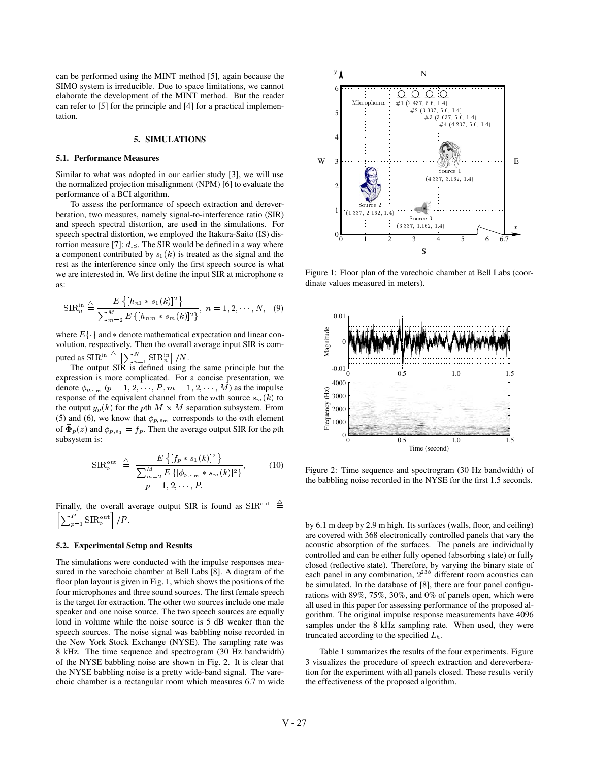can be performed using the MINT method [5], again because the SIMO system is irreducible. Due to space limitations, we cannot elaborate the development of the MINT method. But the reader can refer to [5] for the principle and [4] for a practical implementation.

## 5. SIMULATIONS

### 5.1. Performance Measures

Similar to what was adopted in our earlier study [3], we will use the normalized projection misalignment (NPM) [6] to evaluate the performance of a BCI algorithm.

To assess the performance of speech extraction and dereverberation, two measures, namely signal-to-interference ratio (SIR) and speech spectral distortion, are used in the simulations. For speech spectral distortion, we employed the Itakura-Saito (IS) distortion measure [7]: $d_{\text{IS}}$. The SIR would be defined in a way where a component contributed by $s_1(k)$ is treated as the signal and the rest as the interference since only the first speech source is what we are interested in. We first define the input SIR at microphone $n$ as:

$$\text{SIR}_n^{\text{in}} \triangleq \frac{E\left\{[h_{n1} * s_1(k)]^2\right\}}{\sum_{m=2}^{M} E\left\{[h_{nm} * s_m(k)]^2\right\}},\ n = 1, 2, \cdots, N, \quad (9)$$

where $E\{\cdot\}$ and $*$ denote mathematical expectation and linear convolution, respectively. Then the overall average input SIR is computed as $\text{SIR}^{\text{in}} \triangleq \left[\sum_{n=1}^{N} \text{SIR}_n^{\text{in}}\right]/N$.

The output SIR is defined using the same principle but the expression is more complicated. For a concise presentation, we denote $\phi_{p,s_m}$ $(p = 1, 2, \cdots, P, m = 1, 2, \cdots, M)$ as the impulse response of the equivalent channel from the $m$th source $s_m(k)$ to the output $y_p(k)$ for the $p$th $M \times M$ separation subsystem. From (5) and (6), we know that $\phi_{p,s_m}$ corresponds to the $m$th element of $\vec{\mathbf{\Phi}}_p(z)$ and $\phi_{p,s_1} = f_p$. Then the average output SIR for the $p$th subsystem is:

$$\text{SIR}_p^{\text{out}} \triangleq \frac{E\left\{[f_p * s_1(k)]^2\right\}}{\sum_{m=2}^{M} E\left\{[\phi_{p,s_m} * s_m(k)]^2\right\}}, \quad (10)$$
$$p = 1, 2, \cdots, P.$$

Finally, the overall average output SIR is found as $\text{SIR}^{\text{out}} \triangleq \left[\sum_{p=1}^{P} \text{SIR}_p^{\text{out}}\right]/P$.

### 5.2. Experimental Setup and Results

The simulations were conducted with the impulse responses measured in the varechoic chamber at Bell Labs [8]. A diagram of the floor plan layout is given in Fig. 1, which shows the positions of the four microphones and three sound sources. The first female speech is the target for extraction. The other two sources include one male speaker and one noise source. The two speech sources are equally loud in volume while the noise source is 5 dB weaker than the speech sources. The noise signal was babbling noise recorded in the New York Stock Exchange (NYSE). The sampling rate was 8 kHz. The time sequence and spectrogram (30 Hz bandwidth) of the NYSE babbling noise are shown in Fig. 2. It is clear that the NYSE babbling noise is a pretty wide-band signal. The varechoic chamber is a rectangular room which measures 6.7 m wide by 6.1 m deep by 2.9 m high. Its surfaces (walls, floor, and ceiling) are covered with 368 electronically controlled panels that vary the acoustic absorption of the surfaces. The panels are individually controlled and can be either fully opened (absorbing state) or fully closed (reflective state). Therefore, by varying the binary state of each panel in any combination, $2^{238}$ different room acoustics can be simulated. In the database of [8], there are four panel configurations with 89%, 75%, 30%, and 0% of panels open, which were all used in this paper for assessing performance of the proposed algorithm. The original impulse response measurements have 4096 samples under the 8 kHz sampling rate. When used, they were truncated according to the specified $L_h$.

Figure 1: Floor plan of the varechoic chamber at Bell Labs (coordinate values measured in meters).

Figure 2: Time sequence and spectrogram (30 Hz bandwidth) of the babbling noise recorded in the NYSE for the first 1.5 seconds.

Table 1 summarizes the results of the four experiments. Figure 3 visualizes the procedure of speech extraction and dereverberation for the experiment with all panels closed. These results verify the effectiveness of the proposed algorithm.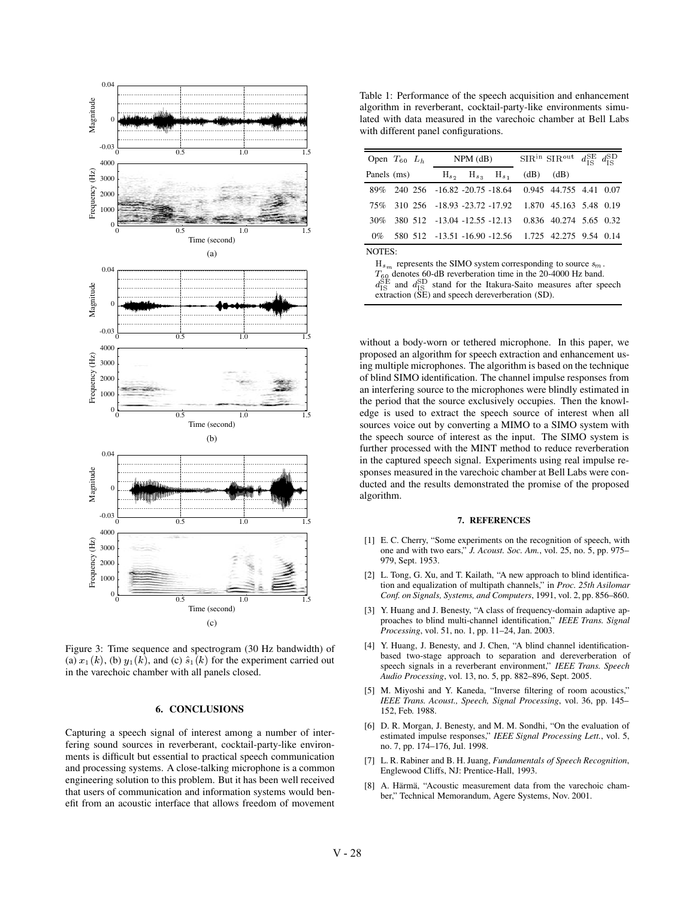Magnitude

0.04

0

-0.03

0 0.5 1.0 1.5

Frequency (Hz)

4000

3000

2000

1000

0

0 0.5 1.0 1.5

Time (second)

(a)

Magnitude

0.04

0

-0.03

0 0.5 1.0 1.5

Frequency (Hz)

4000

3000

2000

1000

0

0 0.5 1.0 1.5

Time (second)

(b)

Magnitude

0.04

0

-0.03

0 0.5 1.0 1.5

Frequency (Hz)

4000

3000

2000

1000

0

0 0.5 1.0 1.5

Time (second)

(c)

Figure 3: Time sequence and spectrogram (30 Hz bandwidth) of (a) $x_1(k)$, (b) $y_1(k)$, and (c) $\hat{s}_1(k)$ for the experiment carried out in the varechoic chamber with all panels closed.

## 6. CONCLUSIONS

Capturing a speech signal of interest among a number of interfering sound sources in reverberant, cocktail-party-like environments is difficult but essential to practical speech communication and processing systems. A close-talking microphone is a common engineering solution to this problem. But it has been well received that users of communication and information systems would benefit from an acoustic interface that allows freedom of movement without a body-worn or tethered microphone. In this paper, we proposed an algorithm for speech extraction and enhancement using multiple microphones. The algorithm is based on the technique of blind SIMO identification. The channel impulse responses from an interfering source to the microphones were blindly estimated in the period that the source exclusively occupies. Then the knowledge is used to extract the speech source of interest when all sources voice out by converting a MIMO to a SIMO system with the speech source of interest as the input. The SIMO system is further processed with the MINT method to reduce reverberation in the captured speech signal. Experiments using real impulse responses measured in the varechoic chamber at Bell Labs were conducted and the results demonstrated the promise of the proposed algorithm.

Table 1: Performance of the speech acquisition and enhancement algorithm in reverberant, cocktail-party-like environments simulated with data measured in the varechoic chamber at Bell Labs with different panel configurations.

| Open Panels | $T_{60}$ (ms) | $L_h$ | NPM (dB) $\mathrm{H}_{s_2}$ | NPM (dB) $\mathrm{H}_{s_3}$ | NPM (dB) $\mathrm{H}_{s_1}$ | $\mathrm{SIR}^{\mathrm{in}}$ (dB) | $\mathrm{SIR}^{\mathrm{out}}$ (dB) | $d_{\mathrm{IS}}^{\mathrm{SE}}$ | $d_{\mathrm{IS}}^{\mathrm{SD}}$ |
|---|---|---|---|---|---|---|---|---|---|
| 89% | 240 | 256 | -16.82 | -20.75 | -18.64 | 0.945 | 44.755 | 4.41 | 0.07 |
| 75% | 310 | 256 | -18.93 | -23.72 | -17.92 | 1.870 | 45.163 | 5.48 | 0.19 |
| 30% | 380 | 512 | -13.04 | -12.55 | -12.13 | 0.836 | 40.274 | 5.65 | 0.32 |
| 0% | 580 | 512 | -13.51 | -16.90 | -12.56 | 1.725 | 42.275 | 9.54 | 0.14 |

NOTES:
$\mathrm{H}_{s_m}$ represents the SIMO system corresponding to source $s_m$.
$T_{60}$ denotes 60-dB reverberation time in the 20-4000 Hz band.
$d_{\mathrm{IS}}^{\mathrm{SE}}$ and $d_{\mathrm{IS}}^{\mathrm{SD}}$ stand for the Itakura-Saito measures after speech extraction (SE) and speech dereverberation (SD).

## 7. REFERENCES

[1] E. C. Cherry, "Some experiments on the recognition of speech, with one and with two ears," *J. Acoust. Soc. Am.*, vol. 25, no. 5, pp. 975–979, Sept. 1953.

[2] L. Tong, G. Xu, and T. Kailath, "A new approach to blind identification and equalization of multipath channels," in *Proc. 25th Asilomar Conf. on Signals, Systems, and Computers*, 1991, vol. 2, pp. 856–860.

[3] Y. Huang and J. Benesty, "A class of frequency-domain adaptive approaches to blind multi-channel identification," *IEEE Trans. Signal Processing*, vol. 51, no. 1, pp. 11–24, Jan. 2003.

[4] Y. Huang, J. Benesty, and J. Chen, "A blind channel identification-based two-stage approach to separation and dereverberation of speech signals in a reverberant environment," *IEEE Trans. Speech Audio Processing*, vol. 13, no. 5, pp. 882–896, Sept. 2005.

[5] M. Miyoshi and Y. Kaneda, "Inverse filtering of room acoustics," *IEEE Trans. Acoust., Speech, Signal Processing*, vol. 36, pp. 145–152, Feb. 1988.

[6] D. R. Morgan, J. Benesty, and M. M. Sondhi, "On the evaluation of estimated impulse responses," *IEEE Signal Processing Lett.*, vol. 5, no. 7, pp. 174–176, Jul. 1998.

[7] L. R. Rabiner and B. H. Juang, *Fundamentals of Speech Recognition*, Englewood Cliffs, NJ: Prentice-Hall, 1993.

[8] A. Härmä, "Acoustic measurement data from the varechoic chamber," Technical Memorandum, Agere Systems, Nov. 2001.